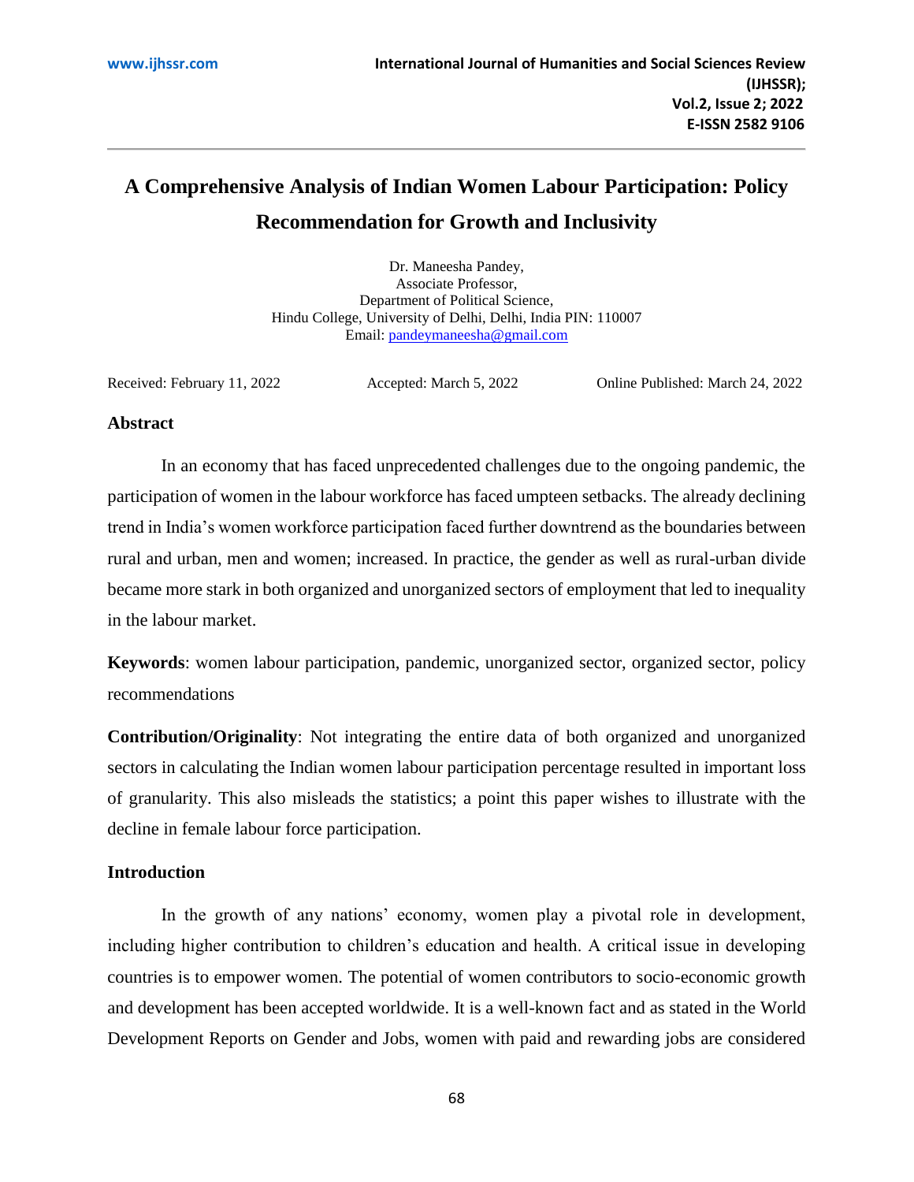# A Comprehensive Analysis of Indian Women Labour Participation: Policy Recommendation for Growth and Inclusivity

Dr. Maneesha Pandey,
Associate Professor,
Department of Political Science,
Hindu College, University of Delhi, Delhi, India PIN: 110007
Email: pandeymaneesha@gmail.com

Received: February 11, 2022 Accepted: March 5, 2022 Online Published: March 24, 2022

## Abstract

In an economy that has faced unprecedented challenges due to the ongoing pandemic, the participation of women in the labour workforce has faced umpteen setbacks. The already declining trend in India's women workforce participation faced further downtrend as the boundaries between rural and urban, men and women; increased. In practice, the gender as well as rural-urban divide became more stark in both organized and unorganized sectors of employment that led to inequality in the labour market.

**Keywords**: women labour participation, pandemic, unorganized sector, organized sector, policy recommendations

**Contribution/Originality**: Not integrating the entire data of both organized and unorganized sectors in calculating the Indian women labour participation percentage resulted in important loss of granularity. This also misleads the statistics; a point this paper wishes to illustrate with the decline in female labour force participation.

## Introduction

In the growth of any nations' economy, women play a pivotal role in development, including higher contribution to children's education and health. A critical issue in developing countries is to empower women. The potential of women contributors to socio-economic growth and development has been accepted worldwide. It is a well-known fact and as stated in the World Development Reports on Gender and Jobs, women with paid and rewarding jobs are considered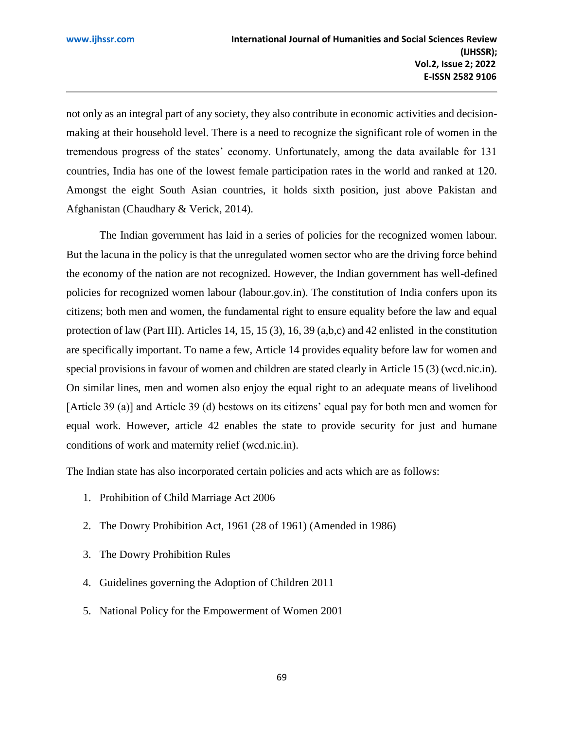not only as an integral part of any society, they also contribute in economic activities and decision-making at their household level. There is a need to recognize the significant role of women in the tremendous progress of the states' economy. Unfortunately, among the data available for 131 countries, India has one of the lowest female participation rates in the world and ranked at 120. Amongst the eight South Asian countries, it holds sixth position, just above Pakistan and Afghanistan (Chaudhary & Verick, 2014).

The Indian government has laid in a series of policies for the recognized women labour. But the lacuna in the policy is that the unregulated women sector who are the driving force behind the economy of the nation are not recognized. However, the Indian government has well-defined policies for recognized women labour (labour.gov.in). The constitution of India confers upon its citizens; both men and women, the fundamental right to ensure equality before the law and equal protection of law (Part III). Articles 14, 15, 15 (3), 16, 39 (a,b,c) and 42 enlisted in the constitution are specifically important. To name a few, Article 14 provides equality before law for women and special provisions in favour of women and children are stated clearly in Article 15 (3) (wcd.nic.in). On similar lines, men and women also enjoy the equal right to an adequate means of livelihood [Article 39 (a)] and Article 39 (d) bestows on its citizens' equal pay for both men and women for equal work. However, article 42 enables the state to provide security for just and humane conditions of work and maternity relief (wcd.nic.in).

The Indian state has also incorporated certain policies and acts which are as follows:

1. Prohibition of Child Marriage Act 2006
2. The Dowry Prohibition Act, 1961 (28 of 1961) (Amended in 1986)
3. The Dowry Prohibition Rules
4. Guidelines governing the Adoption of Children 2011
5. National Policy for the Empowerment of Women 2001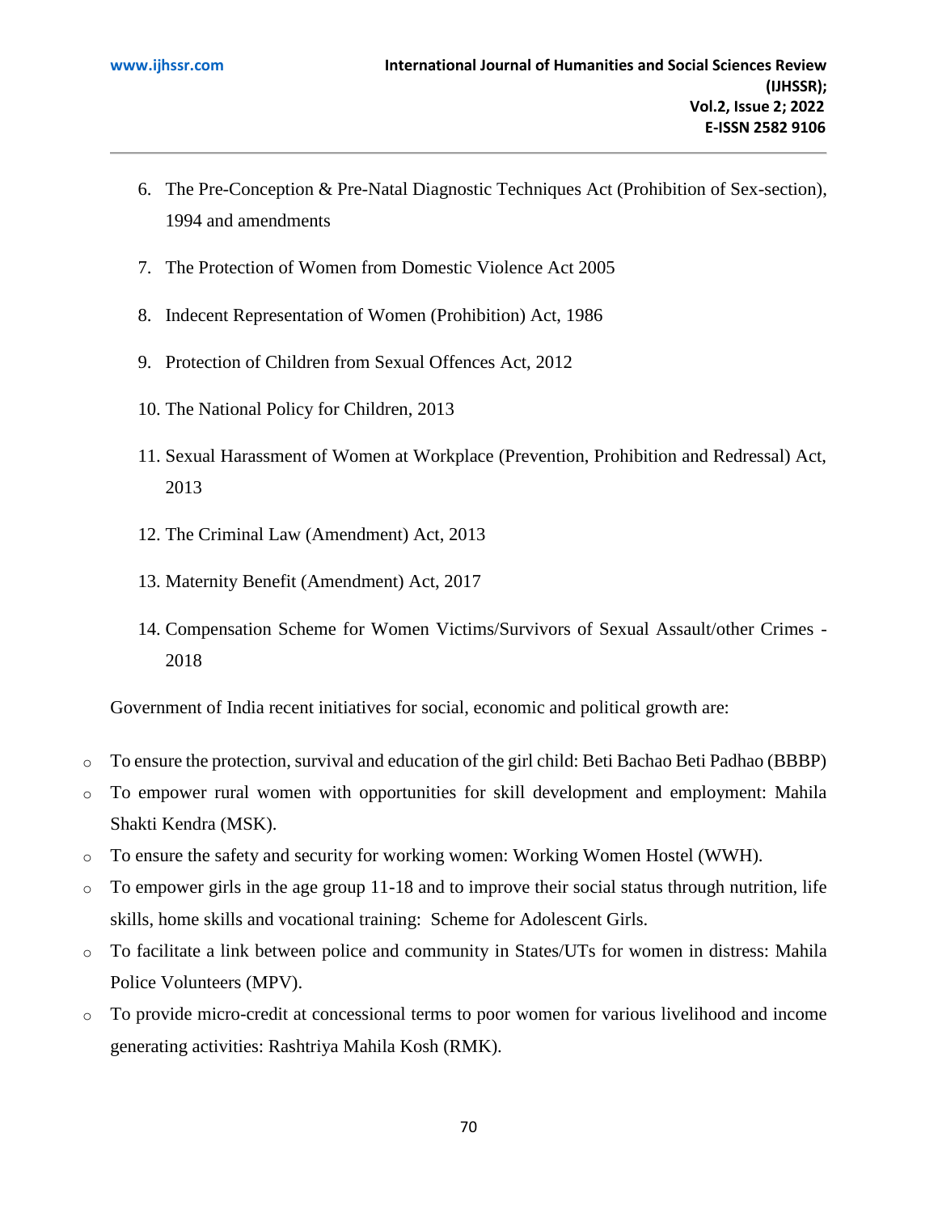6. The Pre-Conception & Pre-Natal Diagnostic Techniques Act (Prohibition of Sex-section), 1994 and amendments
7. The Protection of Women from Domestic Violence Act 2005
8. Indecent Representation of Women (Prohibition) Act, 1986
9. Protection of Children from Sexual Offences Act, 2012
10. The National Policy for Children, 2013
11. Sexual Harassment of Women at Workplace (Prevention, Prohibition and Redressal) Act, 2013
12. The Criminal Law (Amendment) Act, 2013
13. Maternity Benefit (Amendment) Act, 2017
14. Compensation Scheme for Women Victims/Survivors of Sexual Assault/other Crimes - 2018

Government of India recent initiatives for social, economic and political growth are:

- To ensure the protection, survival and education of the girl child: Beti Bachao Beti Padhao (BBBP)
- To empower rural women with opportunities for skill development and employment: Mahila Shakti Kendra (MSK).
- To ensure the safety and security for working women: Working Women Hostel (WWH).
- To empower girls in the age group 11-18 and to improve their social status through nutrition, life skills, home skills and vocational training: Scheme for Adolescent Girls.
- To facilitate a link between police and community in States/UTs for women in distress: Mahila Police Volunteers (MPV).
- To provide micro-credit at concessional terms to poor women for various livelihood and income generating activities: Rashtriya Mahila Kosh (RMK).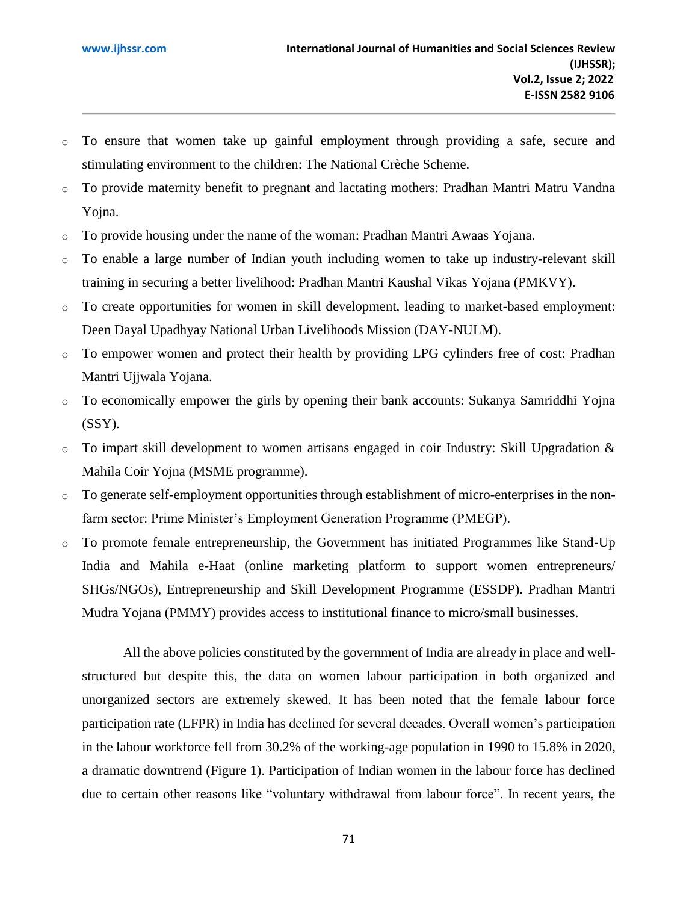- To ensure that women take up gainful employment through providing a safe, secure and stimulating environment to the children: The National Crèche Scheme.
- To provide maternity benefit to pregnant and lactating mothers: Pradhan Mantri Matru Vandna Yojna.
- To provide housing under the name of the woman: Pradhan Mantri Awaas Yojana.
- To enable a large number of Indian youth including women to take up industry-relevant skill training in securing a better livelihood: Pradhan Mantri Kaushal Vikas Yojana (PMKVY).
- To create opportunities for women in skill development, leading to market-based employment: Deen Dayal Upadhyay National Urban Livelihoods Mission (DAY-NULM).
- To empower women and protect their health by providing LPG cylinders free of cost: Pradhan Mantri Ujjwala Yojana.
- To economically empower the girls by opening their bank accounts: Sukanya Samriddhi Yojna (SSY).
- To impart skill development to women artisans engaged in coir Industry: Skill Upgradation & Mahila Coir Yojna (MSME programme).
- To generate self-employment opportunities through establishment of micro-enterprises in the non-farm sector: Prime Minister's Employment Generation Programme (PMEGP).
- To promote female entrepreneurship, the Government has initiated Programmes like Stand-Up India and Mahila e-Haat (online marketing platform to support women entrepreneurs/ SHGs/NGOs), Entrepreneurship and Skill Development Programme (ESSDP). Pradhan Mantri Mudra Yojana (PMMY) provides access to institutional finance to micro/small businesses.

All the above policies constituted by the government of India are already in place and well-structured but despite this, the data on women labour participation in both organized and unorganized sectors are extremely skewed. It has been noted that the female labour force participation rate (LFPR) in India has declined for several decades. Overall women's participation in the labour workforce fell from 30.2% of the working-age population in 1990 to 15.8% in 2020, a dramatic downtrend (Figure 1). Participation of Indian women in the labour force has declined due to certain other reasons like "voluntary withdrawal from labour force". In recent years, the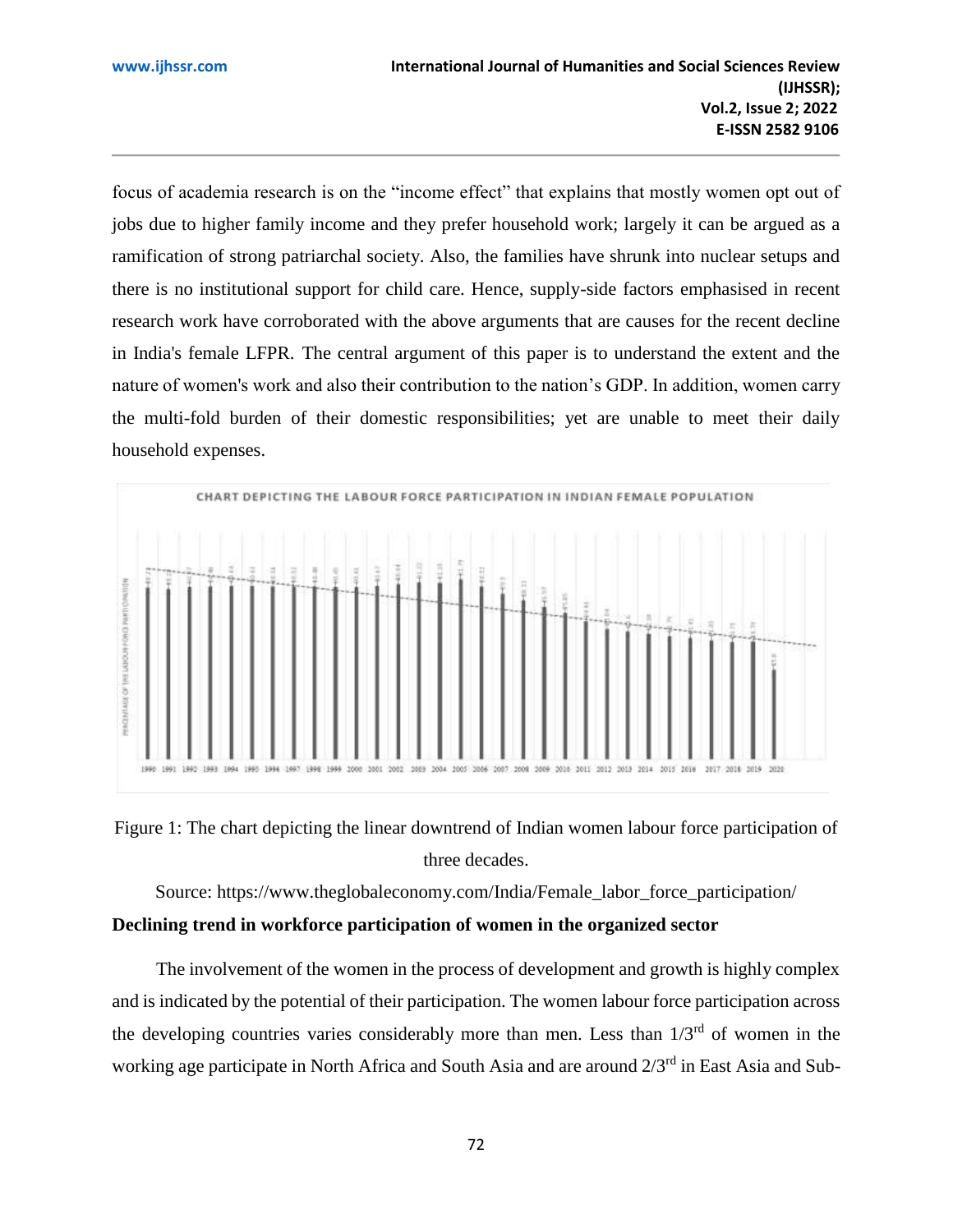focus of academia research is on the "income effect" that explains that mostly women opt out of jobs due to higher family income and they prefer household work; largely it can be argued as a ramification of strong patriarchal society. Also, the families have shrunk into nuclear setups and there is no institutional support for child care. Hence, supply-side factors emphasised in recent research work have corroborated with the above arguments that are causes for the recent decline in India's female LFPR. The central argument of this paper is to understand the extent and the nature of women's work and also their contribution to the nation's GDP. In addition, women carry the multi-fold burden of their domestic responsibilities; yet are unable to meet their daily household expenses.

Figure 1: The chart depicting the linear downtrend of Indian women labour force participation of three decades.

Source: https://www.theglobaleconomy.com/India/Female_labor_force_participation/

**Declining trend in workforce participation of women in the organized sector**

The involvement of the women in the process of development and growth is highly complex and is indicated by the potential of their participation. The women labour force participation across the developing countries varies considerably more than men. Less than 1/3rd of women in the working age participate in North Africa and South Asia and are around 2/3rd in East Asia and Sub-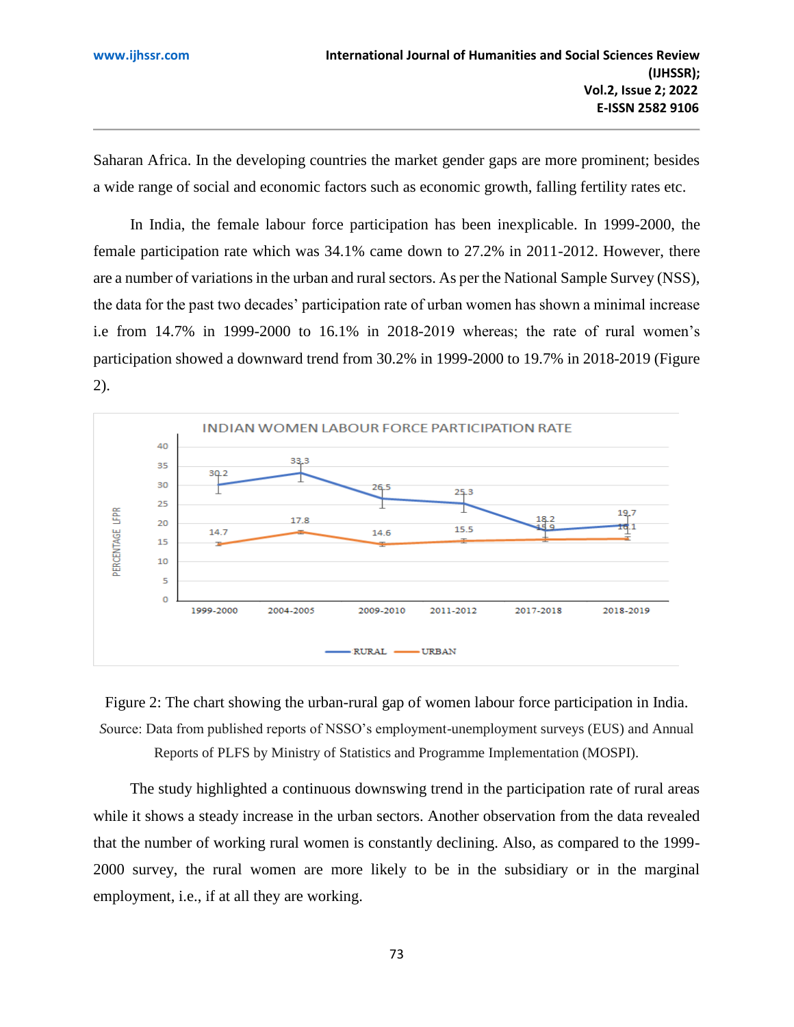Saharan Africa. In the developing countries the market gender gaps are more prominent; besides a wide range of social and economic factors such as economic growth, falling fertility rates etc.

In India, the female labour force participation has been inexplicable. In 1999-2000, the female participation rate which was 34.1% came down to 27.2% in 2011-2012. However, there are a number of variations in the urban and rural sectors. As per the National Sample Survey (NSS), the data for the past two decades' participation rate of urban women has shown a minimal increase i.e from 14.7% in 1999-2000 to 16.1% in 2018-2019 whereas; the rate of rural women's participation showed a downward trend from 30.2% in 1999-2000 to 19.7% in 2018-2019 (Figure 2).

INDIAN WOMEN LABOUR FORCE PARTICIPATION RATE

| Year | RURAL | URBAN |
|---|---|---|
| 1999-2000 | 30.2 | 14.7 |
| 2004-2005 | 33.3 | 17.8 |
| 2009-2010 | 26.5 | 14.6 |
| 2011-2012 | 25.3 | 15.5 |
| 2017-2018 | 18.2 | 15.9 |
| 2018-2019 | 19.7 | 16.1 |

Figure 2: The chart showing the urban-rural gap of women labour force participation in India.

Source: Data from published reports of NSSO's employment-unemployment surveys (EUS) and Annual Reports of PLFS by Ministry of Statistics and Programme Implementation (MOSPI).

The study highlighted a continuous downswing trend in the participation rate of rural areas while it shows a steady increase in the urban sectors. Another observation from the data revealed that the number of working rural women is constantly declining. Also, as compared to the 1999-2000 survey, the rural women are more likely to be in the subsidiary or in the marginal employment, i.e., if at all they are working.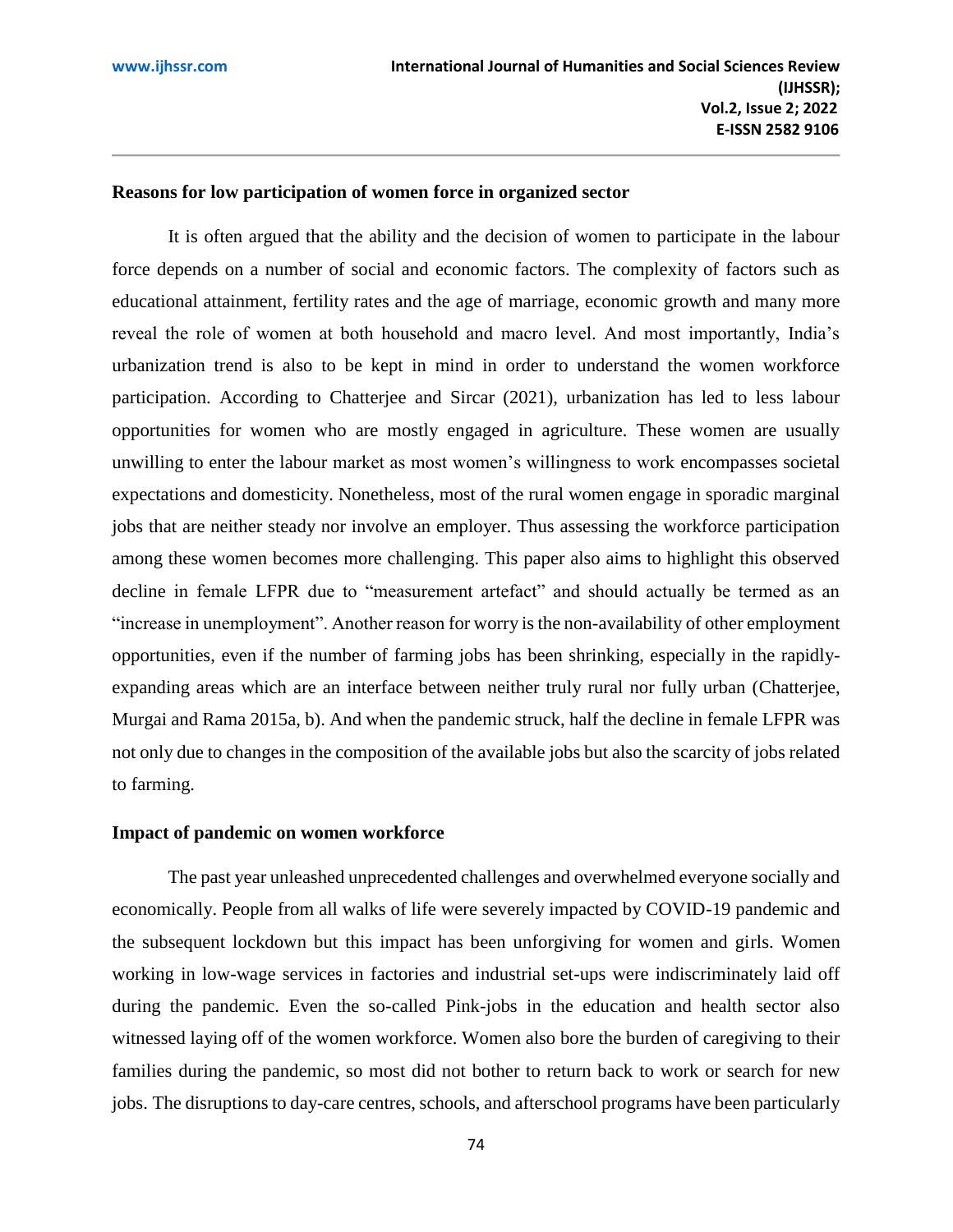## Reasons for low participation of women force in organized sector

It is often argued that the ability and the decision of women to participate in the labour force depends on a number of social and economic factors. The complexity of factors such as educational attainment, fertility rates and the age of marriage, economic growth and many more reveal the role of women at both household and macro level. And most importantly, India's urbanization trend is also to be kept in mind in order to understand the women workforce participation. According to Chatterjee and Sircar (2021), urbanization has led to less labour opportunities for women who are mostly engaged in agriculture. These women are usually unwilling to enter the labour market as most women's willingness to work encompasses societal expectations and domesticity. Nonetheless, most of the rural women engage in sporadic marginal jobs that are neither steady nor involve an employer. Thus assessing the workforce participation among these women becomes more challenging. This paper also aims to highlight this observed decline in female LFPR due to "measurement artefact" and should actually be termed as an "increase in unemployment". Another reason for worry is the non-availability of other employment opportunities, even if the number of farming jobs has been shrinking, especially in the rapidly-expanding areas which are an interface between neither truly rural nor fully urban (Chatterjee, Murgai and Rama 2015a, b). And when the pandemic struck, half the decline in female LFPR was not only due to changes in the composition of the available jobs but also the scarcity of jobs related to farming.

## Impact of pandemic on women workforce

The past year unleashed unprecedented challenges and overwhelmed everyone socially and economically. People from all walks of life were severely impacted by COVID-19 pandemic and the subsequent lockdown but this impact has been unforgiving for women and girls. Women working in low-wage services in factories and industrial set-ups were indiscriminately laid off during the pandemic. Even the so-called Pink-jobs in the education and health sector also witnessed laying off of the women workforce. Women also bore the burden of caregiving to their families during the pandemic, so most did not bother to return back to work or search for new jobs. The disruptions to day-care centres, schools, and afterschool programs have been particularly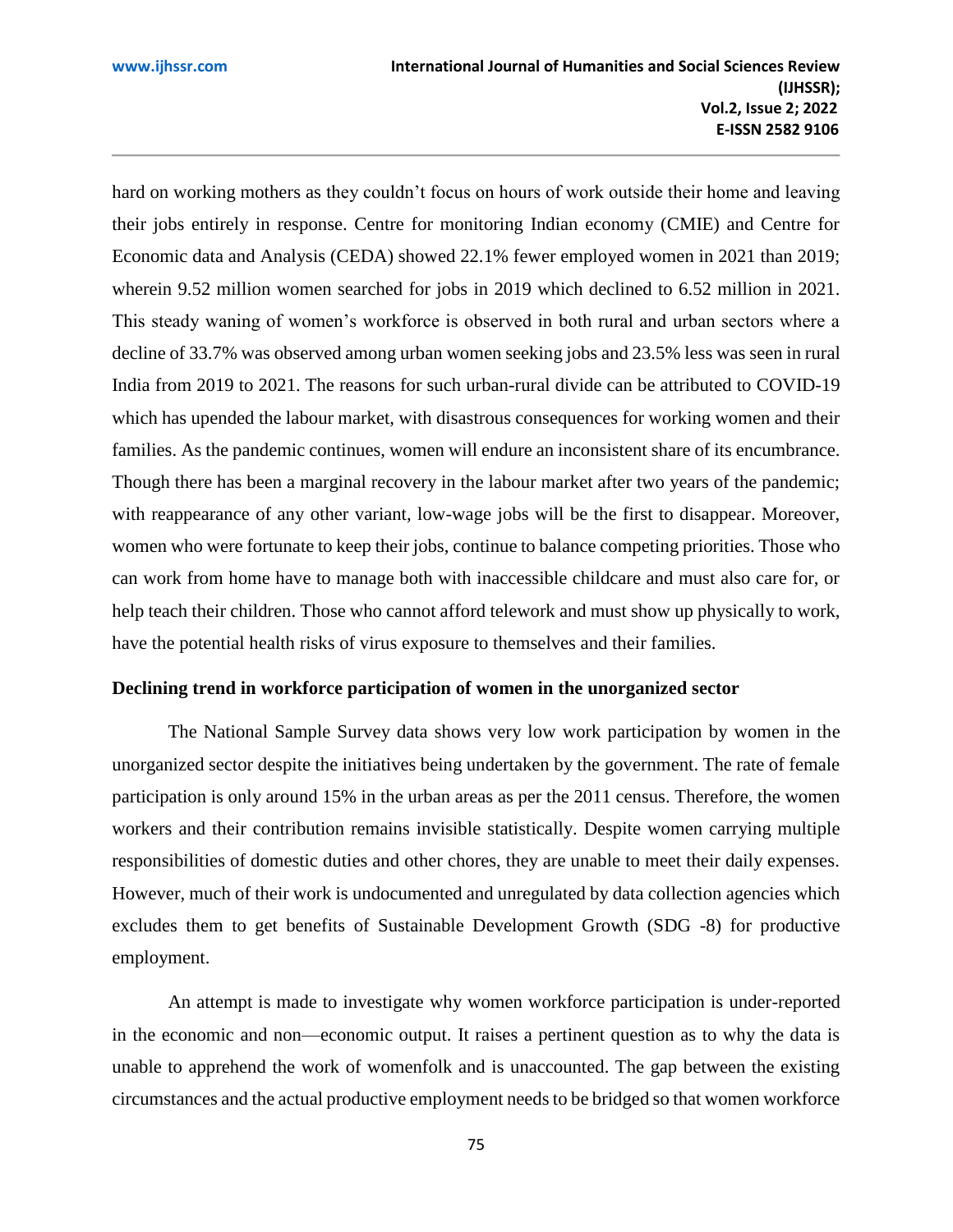hard on working mothers as they couldn't focus on hours of work outside their home and leaving their jobs entirely in response. Centre for monitoring Indian economy (CMIE) and Centre for Economic data and Analysis (CEDA) showed 22.1% fewer employed women in 2021 than 2019; wherein 9.52 million women searched for jobs in 2019 which declined to 6.52 million in 2021. This steady waning of women's workforce is observed in both rural and urban sectors where a decline of 33.7% was observed among urban women seeking jobs and 23.5% less was seen in rural India from 2019 to 2021. The reasons for such urban-rural divide can be attributed to COVID-19 which has upended the labour market, with disastrous consequences for working women and their families. As the pandemic continues, women will endure an inconsistent share of its encumbrance. Though there has been a marginal recovery in the labour market after two years of the pandemic; with reappearance of any other variant, low-wage jobs will be the first to disappear. Moreover, women who were fortunate to keep their jobs, continue to balance competing priorities. Those who can work from home have to manage both with inaccessible childcare and must also care for, or help teach their children. Those who cannot afford telework and must show up physically to work, have the potential health risks of virus exposure to themselves and their families.

**Declining trend in workforce participation of women in the unorganized sector**

The National Sample Survey data shows very low work participation by women in the unorganized sector despite the initiatives being undertaken by the government. The rate of female participation is only around 15% in the urban areas as per the 2011 census. Therefore, the women workers and their contribution remains invisible statistically. Despite women carrying multiple responsibilities of domestic duties and other chores, they are unable to meet their daily expenses. However, much of their work is undocumented and unregulated by data collection agencies which excludes them to get benefits of Sustainable Development Growth (SDG -8) for productive employment.

An attempt is made to investigate why women workforce participation is under-reported in the economic and non—economic output. It raises a pertinent question as to why the data is unable to apprehend the work of womenfolk and is unaccounted. The gap between the existing circumstances and the actual productive employment needs to be bridged so that women workforce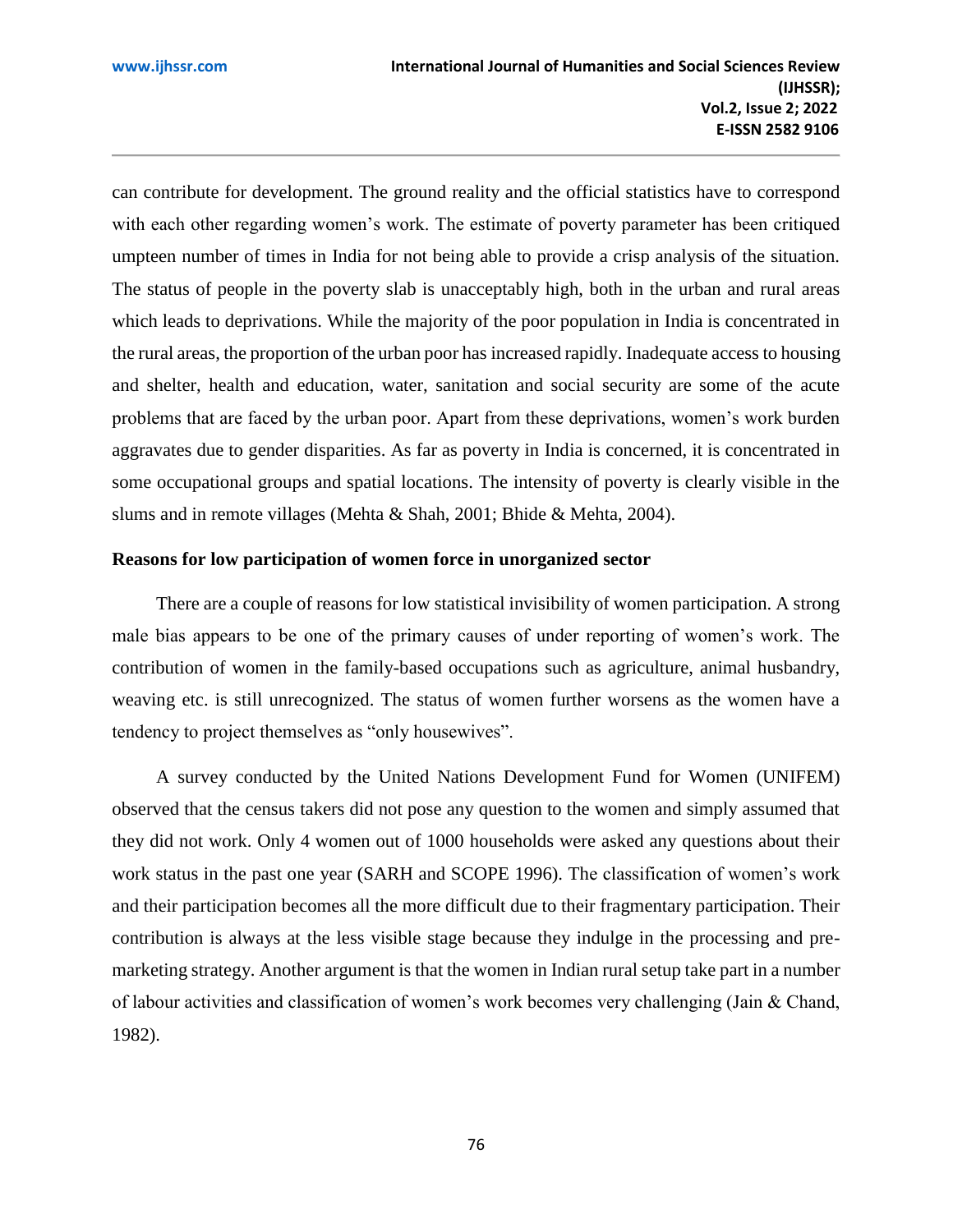can contribute for development. The ground reality and the official statistics have to correspond with each other regarding women's work. The estimate of poverty parameter has been critiqued umpteen number of times in India for not being able to provide a crisp analysis of the situation. The status of people in the poverty slab is unacceptably high, both in the urban and rural areas which leads to deprivations. While the majority of the poor population in India is concentrated in the rural areas, the proportion of the urban poor has increased rapidly. Inadequate access to housing and shelter, health and education, water, sanitation and social security are some of the acute problems that are faced by the urban poor. Apart from these deprivations, women's work burden aggravates due to gender disparities. As far as poverty in India is concerned, it is concentrated in some occupational groups and spatial locations. The intensity of poverty is clearly visible in the slums and in remote villages (Mehta & Shah, 2001; Bhide & Mehta, 2004).

**Reasons for low participation of women force in unorganized sector**

There are a couple of reasons for low statistical invisibility of women participation. A strong male bias appears to be one of the primary causes of under reporting of women's work. The contribution of women in the family-based occupations such as agriculture, animal husbandry, weaving etc. is still unrecognized. The status of women further worsens as the women have a tendency to project themselves as "only housewives".

A survey conducted by the United Nations Development Fund for Women (UNIFEM) observed that the census takers did not pose any question to the women and simply assumed that they did not work. Only 4 women out of 1000 households were asked any questions about their work status in the past one year (SARH and SCOPE 1996). The classification of women's work and their participation becomes all the more difficult due to their fragmentary participation. Their contribution is always at the less visible stage because they indulge in the processing and pre-marketing strategy. Another argument is that the women in Indian rural setup take part in a number of labour activities and classification of women's work becomes very challenging (Jain & Chand, 1982).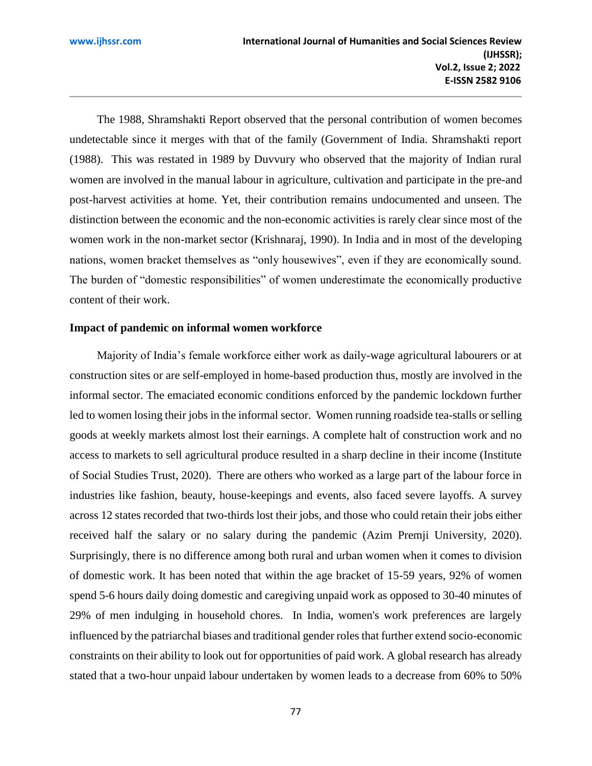The 1988, Shramshakti Report observed that the personal contribution of women becomes undetectable since it merges with that of the family (Government of India. Shramshakti report (1988). This was restated in 1989 by Duvvury who observed that the majority of Indian rural women are involved in the manual labour in agriculture, cultivation and participate in the pre-and post-harvest activities at home. Yet, their contribution remains undocumented and unseen. The distinction between the economic and the non-economic activities is rarely clear since most of the women work in the non-market sector (Krishnaraj, 1990). In India and in most of the developing nations, women bracket themselves as "only housewives", even if they are economically sound. The burden of "domestic responsibilities" of women underestimate the economically productive content of their work.

**Impact of pandemic on informal women workforce**

Majority of India's female workforce either work as daily-wage agricultural labourers or at construction sites or are self-employed in home-based production thus, mostly are involved in the informal sector. The emaciated economic conditions enforced by the pandemic lockdown further led to women losing their jobs in the informal sector. Women running roadside tea-stalls or selling goods at weekly markets almost lost their earnings. A complete halt of construction work and no access to markets to sell agricultural produce resulted in a sharp decline in their income (Institute of Social Studies Trust, 2020). There are others who worked as a large part of the labour force in industries like fashion, beauty, house-keepings and events, also faced severe layoffs. A survey across 12 states recorded that two-thirds lost their jobs, and those who could retain their jobs either received half the salary or no salary during the pandemic (Azim Premji University, 2020). Surprisingly, there is no difference among both rural and urban women when it comes to division of domestic work. It has been noted that within the age bracket of 15-59 years, 92% of women spend 5-6 hours daily doing domestic and caregiving unpaid work as opposed to 30-40 minutes of 29% of men indulging in household chores. In India, women's work preferences are largely influenced by the patriarchal biases and traditional gender roles that further extend socio-economic constraints on their ability to look out for opportunities of paid work. A global research has already stated that a two-hour unpaid labour undertaken by women leads to a decrease from 60% to 50%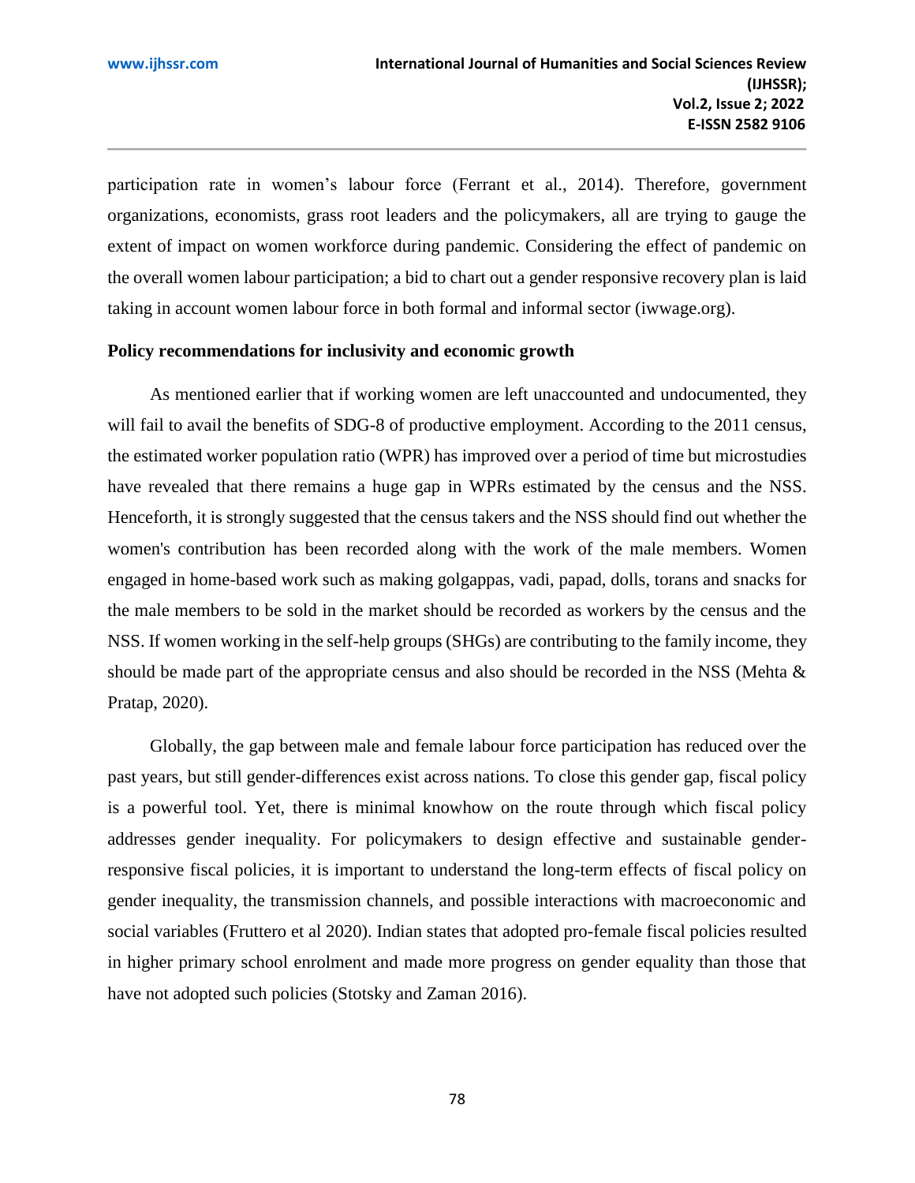participation rate in women's labour force (Ferrant et al., 2014). Therefore, government organizations, economists, grass root leaders and the policymakers, all are trying to gauge the extent of impact on women workforce during pandemic. Considering the effect of pandemic on the overall women labour participation; a bid to chart out a gender responsive recovery plan is laid taking in account women labour force in both formal and informal sector (iwwage.org).

**Policy recommendations for inclusivity and economic growth**

As mentioned earlier that if working women are left unaccounted and undocumented, they will fail to avail the benefits of SDG-8 of productive employment. According to the 2011 census, the estimated worker population ratio (WPR) has improved over a period of time but microstudies have revealed that there remains a huge gap in WPRs estimated by the census and the NSS. Henceforth, it is strongly suggested that the census takers and the NSS should find out whether the women's contribution has been recorded along with the work of the male members. Women engaged in home-based work such as making golgappas, vadi, papad, dolls, torans and snacks for the male members to be sold in the market should be recorded as workers by the census and the NSS. If women working in the self-help groups (SHGs) are contributing to the family income, they should be made part of the appropriate census and also should be recorded in the NSS (Mehta & Pratap, 2020).

Globally, the gap between male and female labour force participation has reduced over the past years, but still gender-differences exist across nations. To close this gender gap, fiscal policy is a powerful tool. Yet, there is minimal knowhow on the route through which fiscal policy addresses gender inequality. For policymakers to design effective and sustainable gender-responsive fiscal policies, it is important to understand the long-term effects of fiscal policy on gender inequality, the transmission channels, and possible interactions with macroeconomic and social variables (Fruttero et al 2020). Indian states that adopted pro-female fiscal policies resulted in higher primary school enrolment and made more progress on gender equality than those that have not adopted such policies (Stotsky and Zaman 2016).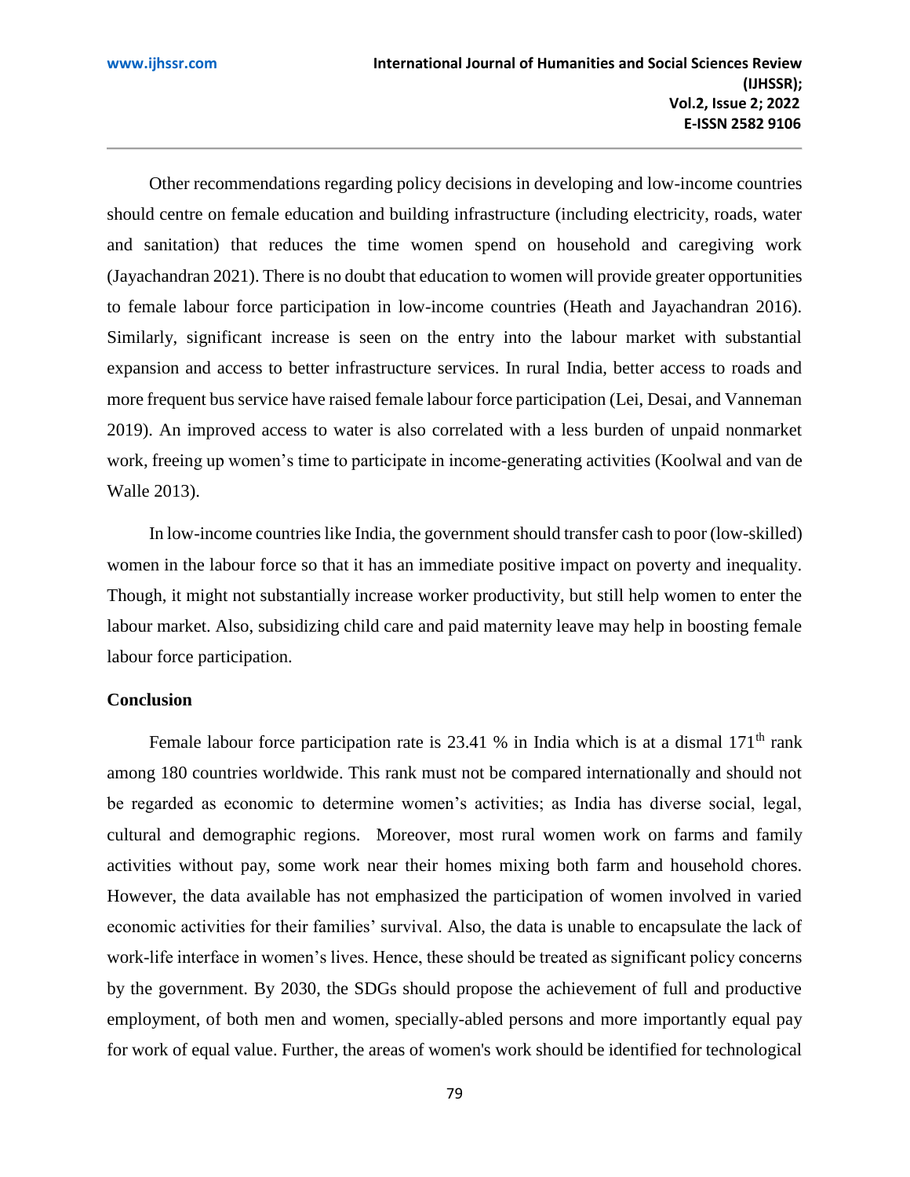Other recommendations regarding policy decisions in developing and low-income countries should centre on female education and building infrastructure (including electricity, roads, water and sanitation) that reduces the time women spend on household and caregiving work (Jayachandran 2021). There is no doubt that education to women will provide greater opportunities to female labour force participation in low-income countries (Heath and Jayachandran 2016). Similarly, significant increase is seen on the entry into the labour market with substantial expansion and access to better infrastructure services. In rural India, better access to roads and more frequent bus service have raised female labour force participation (Lei, Desai, and Vanneman 2019). An improved access to water is also correlated with a less burden of unpaid nonmarket work, freeing up women's time to participate in income-generating activities (Koolwal and van de Walle 2013).

In low-income countries like India, the government should transfer cash to poor (low-skilled) women in the labour force so that it has an immediate positive impact on poverty and inequality. Though, it might not substantially increase worker productivity, but still help women to enter the labour market. Also, subsidizing child care and paid maternity leave may help in boosting female labour force participation.

**Conclusion**

Female labour force participation rate is 23.41 % in India which is at a dismal 171th rank among 180 countries worldwide. This rank must not be compared internationally and should not be regarded as economic to determine women's activities; as India has diverse social, legal, cultural and demographic regions. Moreover, most rural women work on farms and family activities without pay, some work near their homes mixing both farm and household chores. However, the data available has not emphasized the participation of women involved in varied economic activities for their families' survival. Also, the data is unable to encapsulate the lack of work-life interface in women's lives. Hence, these should be treated as significant policy concerns by the government. By 2030, the SDGs should propose the achievement of full and productive employment, of both men and women, specially-abled persons and more importantly equal pay for work of equal value. Further, the areas of women's work should be identified for technological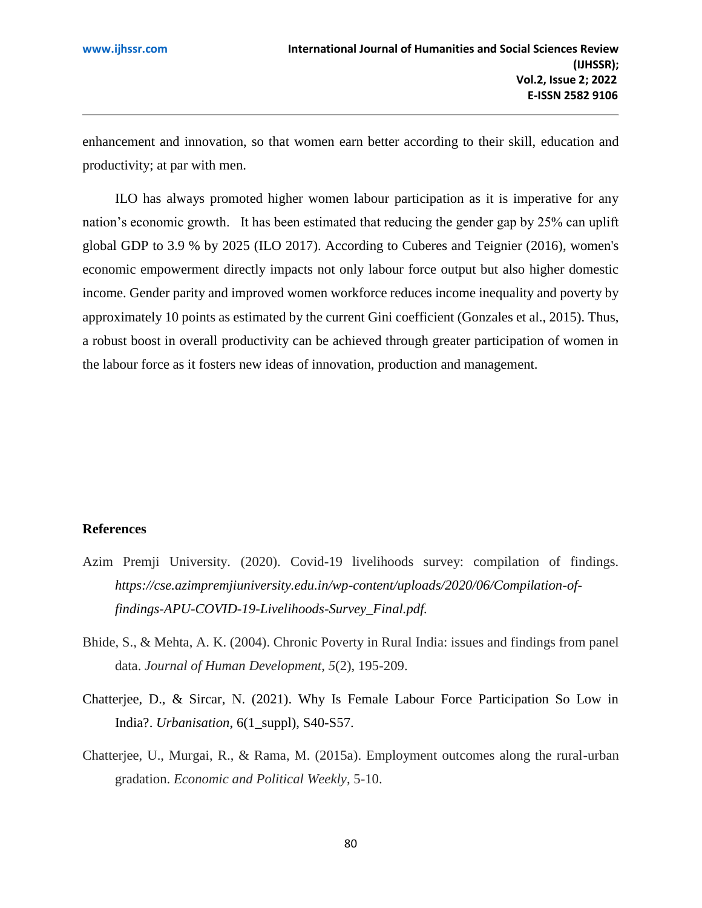enhancement and innovation, so that women earn better according to their skill, education and productivity; at par with men.

ILO has always promoted higher women labour participation as it is imperative for any nation's economic growth. It has been estimated that reducing the gender gap by 25% can uplift global GDP to 3.9 % by 2025 (ILO 2017). According to Cuberes and Teignier (2016), women's economic empowerment directly impacts not only labour force output but also higher domestic income. Gender parity and improved women workforce reduces income inequality and poverty by approximately 10 points as estimated by the current Gini coefficient (Gonzales et al., 2015). Thus, a robust boost in overall productivity can be achieved through greater participation of women in the labour force as it fosters new ideas of innovation, production and management.

## References

Azim Premji University. (2020). Covid-19 livelihoods survey: compilation of findings. *https://cse.azimpremjiuniversity.edu.in/wp-content/uploads/2020/06/Compilation-of-findings-APU-COVID-19-Livelihoods-Survey_Final.pdf.*

Bhide, S., & Mehta, A. K. (2004). Chronic Poverty in Rural India: issues and findings from panel data. *Journal of Human Development*, *5*(2), 195-209.

Chatterjee, D., & Sircar, N. (2021). Why Is Female Labour Force Participation So Low in India?. *Urbanisation*, 6(1_suppl), S40-S57.

Chatterjee, U., Murgai, R., & Rama, M. (2015a). Employment outcomes along the rural-urban gradation. *Economic and Political Weekly*, 5-10.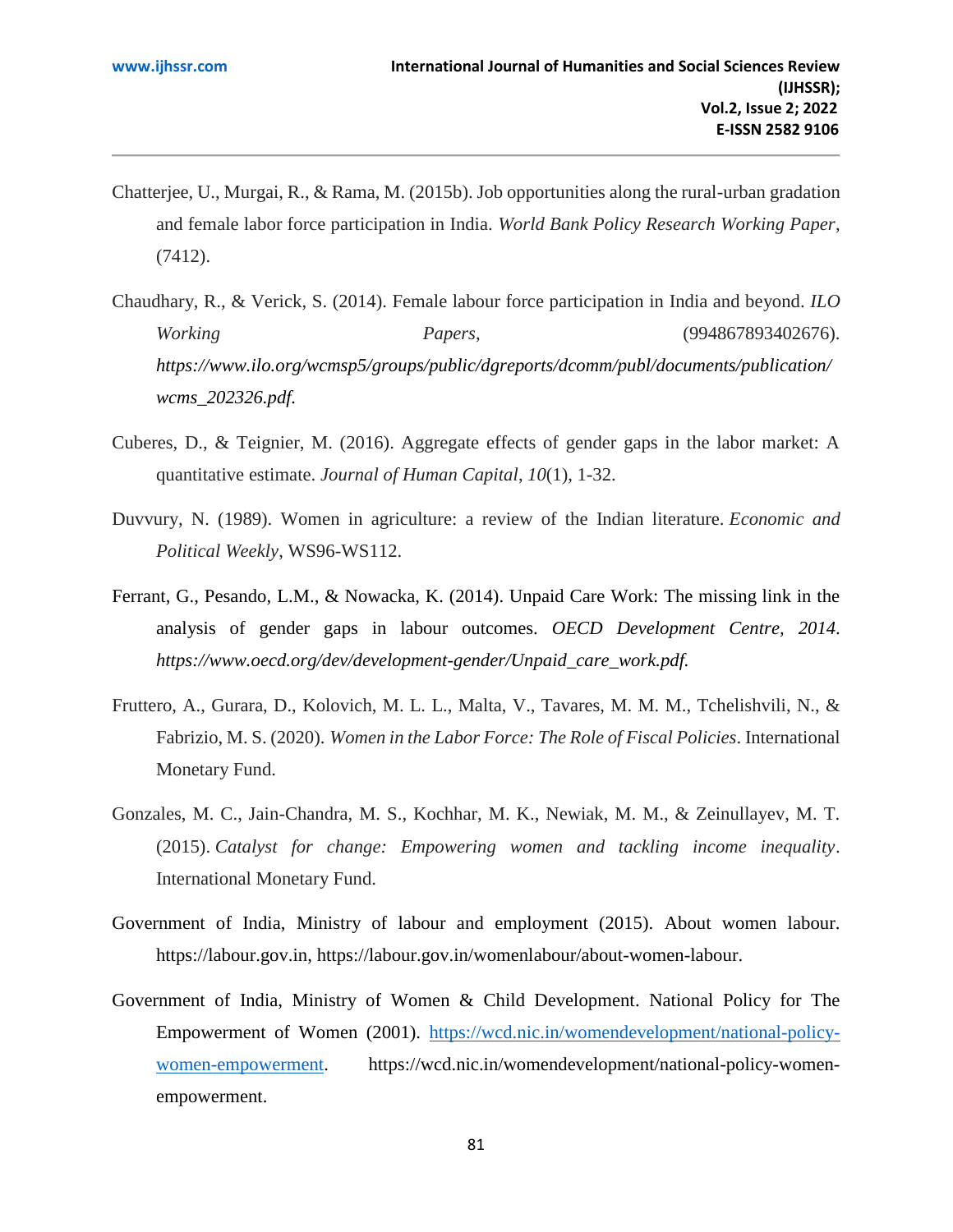Chatterjee, U., Murgai, R., & Rama, M. (2015b). Job opportunities along the rural-urban gradation and female labor force participation in India. *World Bank Policy Research Working Paper*, (7412).

Chaudhary, R., & Verick, S. (2014). Female labour force participation in India and beyond. *ILO Working Papers*, (994867893402676). *https://www.ilo.org/wcmsp5/groups/public/dgreports/dcomm/publ/documents/publication/wcms_202326.pdf.*

Cuberes, D., & Teignier, M. (2016). Aggregate effects of gender gaps in the labor market: A quantitative estimate. *Journal of Human Capital*, *10*(1), 1-32.

Duvvury, N. (1989). Women in agriculture: a review of the Indian literature. *Economic and Political Weekly*, WS96-WS112.

Ferrant, G., Pesando, L.M., & Nowacka, K. (2014). Unpaid Care Work: The missing link in the analysis of gender gaps in labour outcomes. *OECD Development Centre, 2014. https://www.oecd.org/dev/development-gender/Unpaid_care_work.pdf.*

Fruttero, A., Gurara, D., Kolovich, M. L. L., Malta, V., Tavares, M. M. M., Tchelishvili, N., & Fabrizio, M. S. (2020). *Women in the Labor Force: The Role of Fiscal Policies*. International Monetary Fund.

Gonzales, M. C., Jain-Chandra, M. S., Kochhar, M. K., Newiak, M. M., & Zeinullayev, M. T. (2015). *Catalyst for change: Empowering women and tackling income inequality*. International Monetary Fund.

Government of India, Ministry of labour and employment (2015). About women labour. https://labour.gov.in, https://labour.gov.in/womenlabour/about-women-labour.

Government of India, Ministry of Women & Child Development. National Policy for The Empowerment of Women (2001). [https://wcd.nic.in/womendevelopment/national-policy-women-empowerment](https://wcd.nic.in/womendevelopment/national-policy-women-empowerment). https://wcd.nic.in/womendevelopment/national-policy-women-empowerment.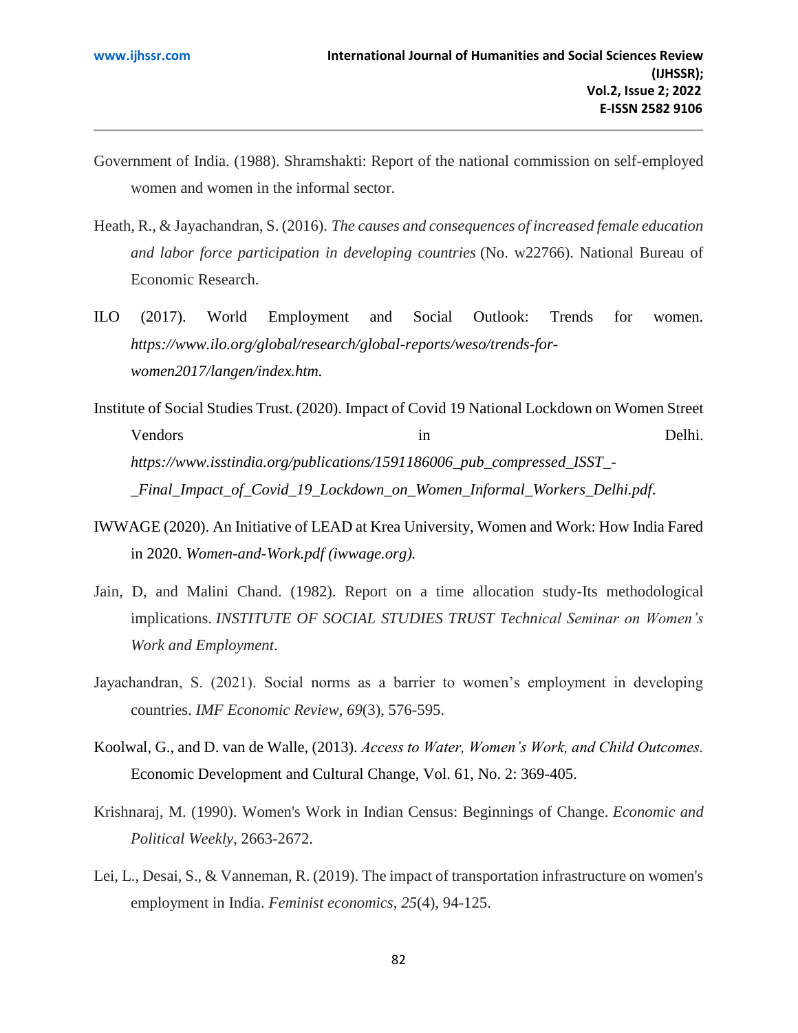Government of India. (1988). Shramshakti: Report of the national commission on self-employed women and women in the informal sector.

Heath, R., & Jayachandran, S. (2016). *The causes and consequences of increased female education and labor force participation in developing countries* (No. w22766). National Bureau of Economic Research.

ILO (2017). World Employment and Social Outlook: Trends for women. *https://www.ilo.org/global/research/global-reports/weso/trends-for-women2017/langen/index.htm.*

Institute of Social Studies Trust. (2020). Impact of Covid 19 National Lockdown on Women Street Vendors in Delhi. *https://www.isstindia.org/publications/1591186006_pub_compressed_ISST_-_Final_Impact_of_Covid_19_Lockdown_on_Women_Informal_Workers_Delhi.pdf.*

IWWAGE (2020). An Initiative of LEAD at Krea University, Women and Work: How India Fared in 2020. *Women-and-Work.pdf (iwwage.org).*

Jain, D, and Malini Chand. (1982). Report on a time allocation study-Its methodological implications. *INSTITUTE OF SOCIAL STUDIES TRUST Technical Seminar on Women's Work and Employment*.

Jayachandran, S. (2021). Social norms as a barrier to women's employment in developing countries. *IMF Economic Review*, *69*(3), 576-595.

Koolwal, G., and D. van de Walle, (2013). *Access to Water, Women's Work, and Child Outcomes.* Economic Development and Cultural Change, Vol. 61, No. 2: 369-405.

Krishnaraj, M. (1990). Women's Work in Indian Census: Beginnings of Change. *Economic and Political Weekly*, 2663-2672.

Lei, L., Desai, S., & Vanneman, R. (2019). The impact of transportation infrastructure on women's employment in India. *Feminist economics*, *25*(4), 94-125.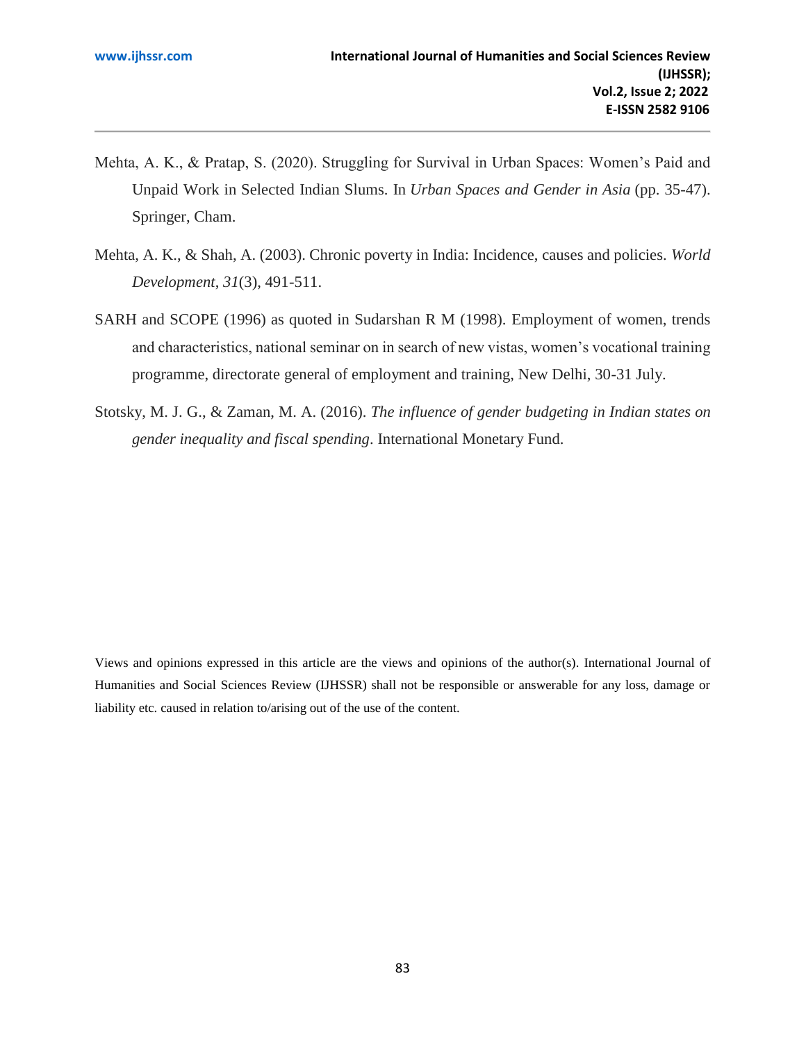Mehta, A. K., & Pratap, S. (2020). Struggling for Survival in Urban Spaces: Women's Paid and Unpaid Work in Selected Indian Slums. In *Urban Spaces and Gender in Asia* (pp. 35-47). Springer, Cham.

Mehta, A. K., & Shah, A. (2003). Chronic poverty in India: Incidence, causes and policies. *World Development*, *31*(3), 491-511.

SARH and SCOPE (1996) as quoted in Sudarshan R M (1998). Employment of women, trends and characteristics, national seminar on in search of new vistas, women's vocational training programme, directorate general of employment and training, New Delhi, 30-31 July.

Stotsky, M. J. G., & Zaman, M. A. (2016). *The influence of gender budgeting in Indian states on gender inequality and fiscal spending*. International Monetary Fund.

Views and opinions expressed in this article are the views and opinions of the author(s). International Journal of Humanities and Social Sciences Review (IJHSSR) shall not be responsible or answerable for any loss, damage or liability etc. caused in relation to/arising out of the use of the content.